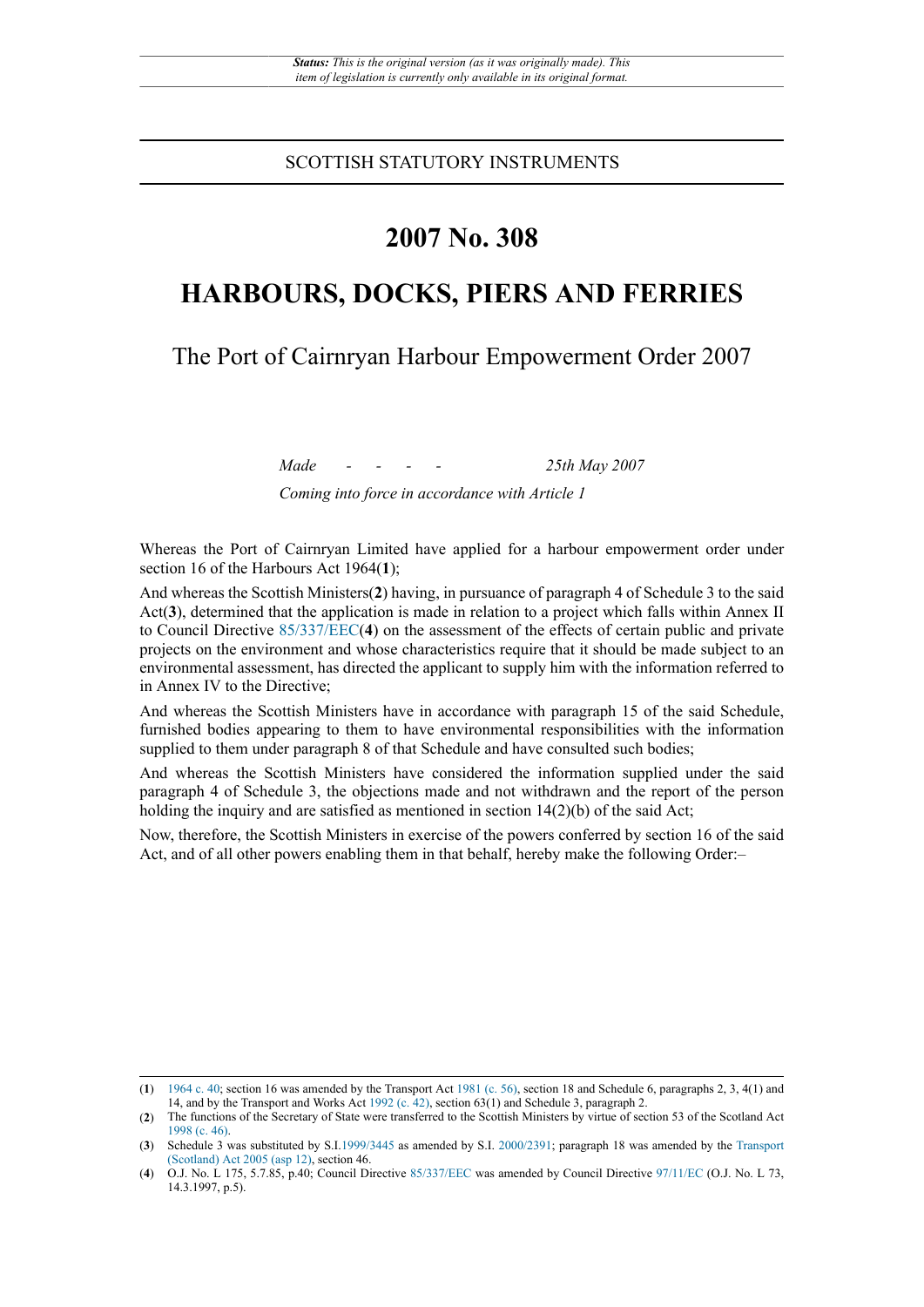*Status: This is the original version (as it was originally made). This item of legislation is currently only available in its original format.*

SCOTTISH STATUTORY INSTRUMENTS

# 2007 No. 308

# HARBOURS, DOCKS, PIERS AND FERRIES

## The Port of Cairnryan Harbour Empowerment Order 2007

*Made - - - - 25th May 2007*

*Coming into force in accordance with Article 1*

Whereas the Port of Cairnryan Limited have applied for a harbour empowerment order under section 16 of the Harbours Act 1964(**1**);

And whereas the Scottish Ministers(**2**) having, in pursuance of paragraph 4 of Schedule 3 to the said Act(**3**), determined that the application is made in relation to a project which falls within Annex II to Council Directive 85/337/EEC(**4**) on the assessment of the effects of certain public and private projects on the environment and whose characteristics require that it should be made subject to an environmental assessment, has directed the applicant to supply him with the information referred to in Annex IV to the Directive;

And whereas the Scottish Ministers have in accordance with paragraph 15 of the said Schedule, furnished bodies appearing to them to have environmental responsibilities with the information supplied to them under paragraph 8 of that Schedule and have consulted such bodies;

And whereas the Scottish Ministers have considered the information supplied under the said paragraph 4 of Schedule 3, the objections made and not withdrawn and the report of the person holding the inquiry and are satisfied as mentioned in section 14(2)(b) of the said Act;

Now, therefore, the Scottish Ministers in exercise of the powers conferred by section 16 of the said Act, and of all other powers enabling them in that behalf, hereby make the following Order:–

---

(**1**) 1964 c. 40; section 16 was amended by the Transport Act 1981 (c. 56), section 18 and Schedule 6, paragraphs 2, 3, 4(1) and 14, and by the Transport and Works Act 1992 (c. 42), section 63(1) and Schedule 3, paragraph 2.

(**2**) The functions of the Secretary of State were transferred to the Scottish Ministers by virtue of section 53 of the Scotland Act 1998 (c. 46).

(**3**) Schedule 3 was substituted by S.I.1999/3445 as amended by S.I. 2000/2391; paragraph 18 was amended by the Transport (Scotland) Act 2005 (asp 12), section 46.

(**4**) O.J. No. L 175, 5.7.85, p.40; Council Directive 85/337/EEC was amended by Council Directive 97/11/EC (O.J. No. L 73, 14.3.1997, p.5).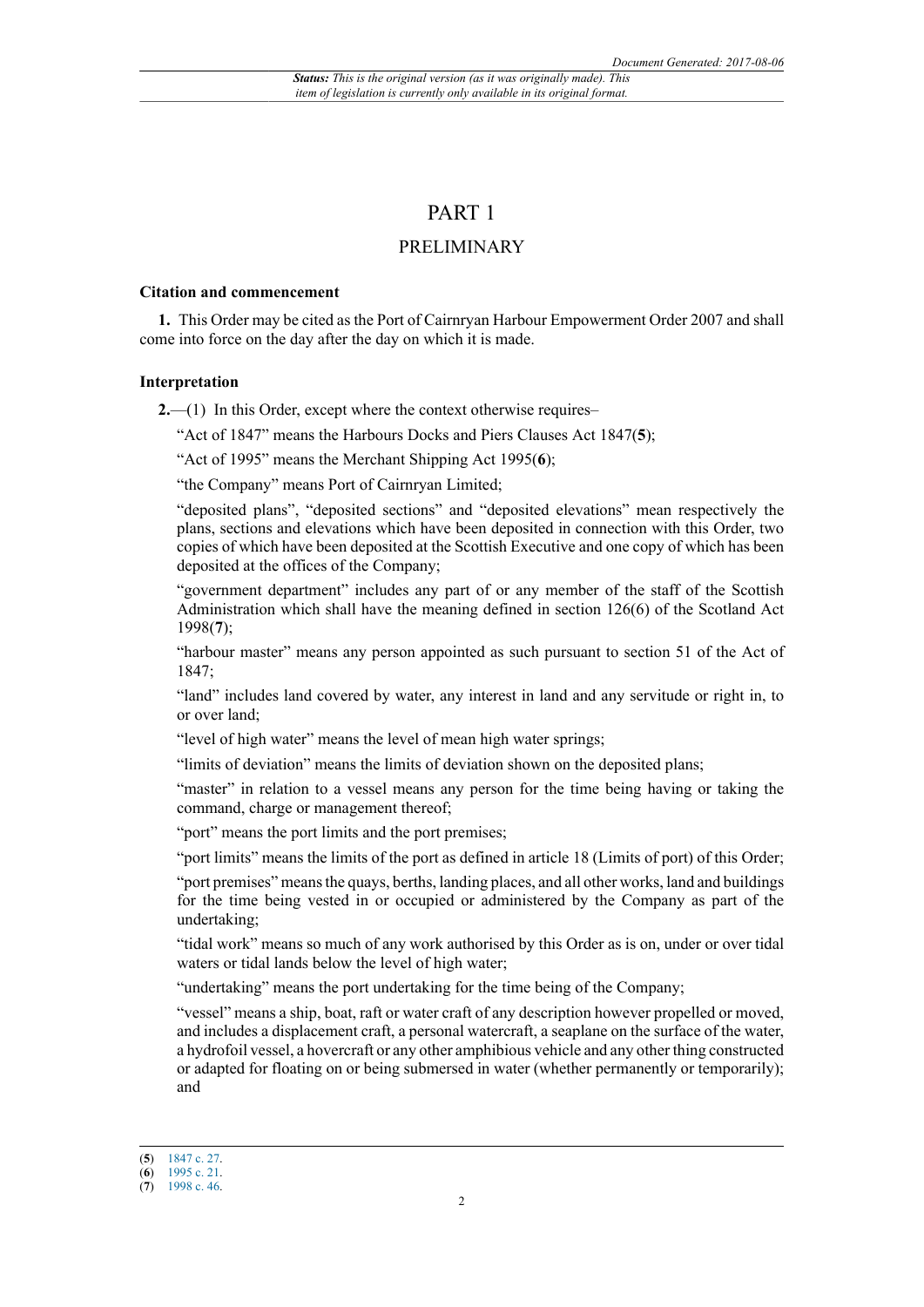# PART 1

## PRELIMINARY

### Citation and commencement

**1.** This Order may be cited as the Port of Cairnryan Harbour Empowerment Order 2007 and shall come into force on the day after the day on which it is made.

### Interpretation

**2.**—(1) In this Order, except where the context otherwise requires–

"Act of 1847" means the Harbours Docks and Piers Clauses Act 1847(**5**);

"Act of 1995" means the Merchant Shipping Act 1995(**6**);

"the Company" means Port of Cairnryan Limited;

"deposited plans", "deposited sections" and "deposited elevations" mean respectively the plans, sections and elevations which have been deposited in connection with this Order, two copies of which have been deposited at the Scottish Executive and one copy of which has been deposited at the offices of the Company;

"government department" includes any part of or any member of the staff of the Scottish Administration which shall have the meaning defined in section 126(6) of the Scotland Act 1998(**7**);

"harbour master" means any person appointed as such pursuant to section 51 of the Act of 1847;

"land" includes land covered by water, any interest in land and any servitude or right in, to or over land;

"level of high water" means the level of mean high water springs;

"limits of deviation" means the limits of deviation shown on the deposited plans;

"master" in relation to a vessel means any person for the time being having or taking the command, charge or management thereof;

"port" means the port limits and the port premises;

"port limits" means the limits of the port as defined in article 18 (Limits of port) of this Order;

"port premises" means the quays, berths, landing places, and all other works, land and buildings for the time being vested in or occupied or administered by the Company as part of the undertaking;

"tidal work" means so much of any work authorised by this Order as is on, under or over tidal waters or tidal lands below the level of high water;

"undertaking" means the port undertaking for the time being of the Company;

"vessel" means a ship, boat, raft or water craft of any description however propelled or moved, and includes a displacement craft, a personal watercraft, a seaplane on the surface of the water, a hydrofoil vessel, a hovercraft or any other amphibious vehicle and any other thing constructed or adapted for floating on or being submersed in water (whether permanently or temporarily); and

(**5**) 1847 c. 27.

(**6**) 1995 c. 21.

(**7**) 1998 c. 46.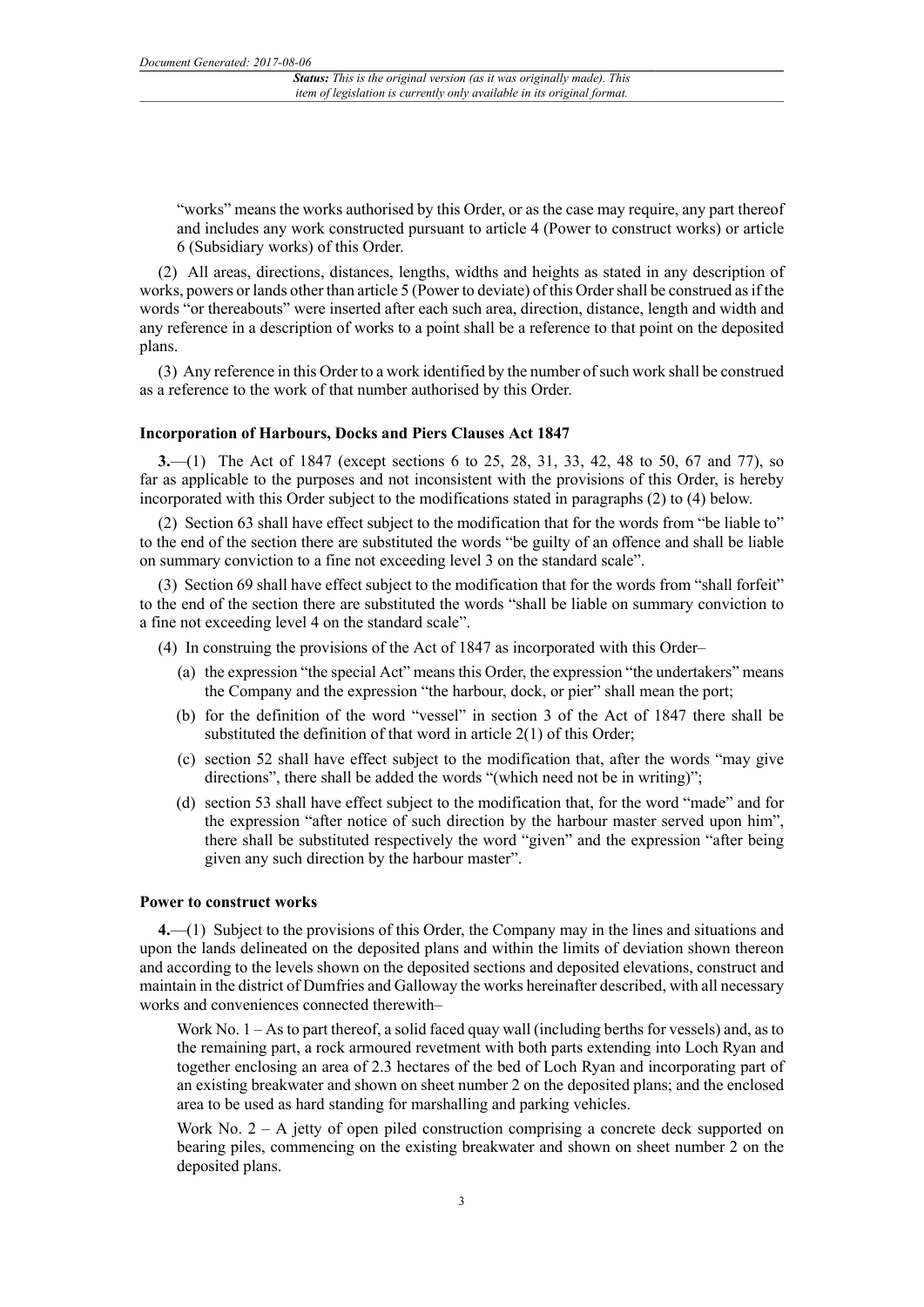"works" means the works authorised by this Order, or as the case may require, any part thereof and includes any work constructed pursuant to article 4 (Power to construct works) or article 6 (Subsidiary works) of this Order.

(2) All areas, directions, distances, lengths, widths and heights as stated in any description of works, powers or lands other than article 5 (Power to deviate) of this Order shall be construed as if the words "or thereabouts" were inserted after each such area, direction, distance, length and width and any reference in a description of works to a point shall be a reference to that point on the deposited plans.

(3) Any reference in this Order to a work identified by the number of such work shall be construed as a reference to the work of that number authorised by this Order.

**Incorporation of Harbours, Docks and Piers Clauses Act 1847**

**3.**—(1) The Act of 1847 (except sections 6 to 25, 28, 31, 33, 42, 48 to 50, 67 and 77), so far as applicable to the purposes and not inconsistent with the provisions of this Order, is hereby incorporated with this Order subject to the modifications stated in paragraphs (2) to (4) below.

(2) Section 63 shall have effect subject to the modification that for the words from "be liable to" to the end of the section there are substituted the words "be guilty of an offence and shall be liable on summary conviction to a fine not exceeding level 3 on the standard scale".

(3) Section 69 shall have effect subject to the modification that for the words from "shall forfeit" to the end of the section there are substituted the words "shall be liable on summary conviction to a fine not exceeding level 4 on the standard scale".

(4) In construing the provisions of the Act of 1847 as incorporated with this Order–

(a) the expression "the special Act" means this Order, the expression "the undertakers" means the Company and the expression "the harbour, dock, or pier" shall mean the port;

(b) for the definition of the word "vessel" in section 3 of the Act of 1847 there shall be substituted the definition of that word in article 2(1) of this Order;

(c) section 52 shall have effect subject to the modification that, after the words "may give directions", there shall be added the words "(which need not be in writing)";

(d) section 53 shall have effect subject to the modification that, for the word "made" and for the expression "after notice of such direction by the harbour master served upon him", there shall be substituted respectively the word "given" and the expression "after being given any such direction by the harbour master".

**Power to construct works**

**4.**—(1) Subject to the provisions of this Order, the Company may in the lines and situations and upon the lands delineated on the deposited plans and within the limits of deviation shown thereon and according to the levels shown on the deposited sections and deposited elevations, construct and maintain in the district of Dumfries and Galloway the works hereinafter described, with all necessary works and conveniences connected therewith–

Work No. 1 – As to part thereof, a solid faced quay wall (including berths for vessels) and, as to the remaining part, a rock armoured revetment with both parts extending into Loch Ryan and together enclosing an area of 2.3 hectares of the bed of Loch Ryan and incorporating part of an existing breakwater and shown on sheet number 2 on the deposited plans; and the enclosed area to be used as hard standing for marshalling and parking vehicles.

Work No. 2 – A jetty of open piled construction comprising a concrete deck supported on bearing piles, commencing on the existing breakwater and shown on sheet number 2 on the deposited plans.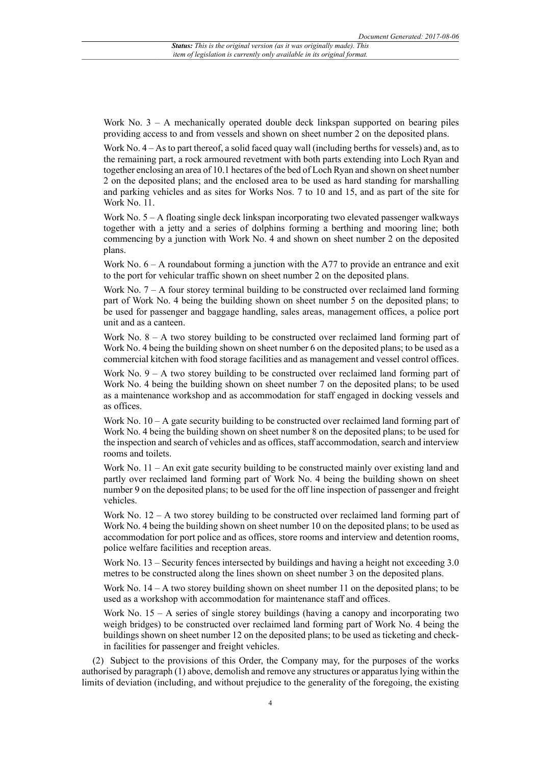Work No. 3 – A mechanically operated double deck linkspan supported on bearing piles providing access to and from vessels and shown on sheet number 2 on the deposited plans.

Work No. 4 – As to part thereof, a solid faced quay wall (including berths for vessels) and, as to the remaining part, a rock armoured revetment with both parts extending into Loch Ryan and together enclosing an area of 10.1 hectares of the bed of Loch Ryan and shown on sheet number 2 on the deposited plans; and the enclosed area to be used as hard standing for marshalling and parking vehicles and as sites for Works Nos. 7 to 10 and 15, and as part of the site for Work No. 11.

Work No. 5 – A floating single deck linkspan incorporating two elevated passenger walkways together with a jetty and a series of dolphins forming a berthing and mooring line; both commencing by a junction with Work No. 4 and shown on sheet number 2 on the deposited plans.

Work No. 6 – A roundabout forming a junction with the A77 to provide an entrance and exit to the port for vehicular traffic shown on sheet number 2 on the deposited plans.

Work No. 7 – A four storey terminal building to be constructed over reclaimed land forming part of Work No. 4 being the building shown on sheet number 5 on the deposited plans; to be used for passenger and baggage handling, sales areas, management offices, a police port unit and as a canteen.

Work No. 8 – A two storey building to be constructed over reclaimed land forming part of Work No. 4 being the building shown on sheet number 6 on the deposited plans; to be used as a commercial kitchen with food storage facilities and as management and vessel control offices.

Work No. 9 – A two storey building to be constructed over reclaimed land forming part of Work No. 4 being the building shown on sheet number 7 on the deposited plans; to be used as a maintenance workshop and as accommodation for staff engaged in docking vessels and as offices.

Work No. 10 – A gate security building to be constructed over reclaimed land forming part of Work No. 4 being the building shown on sheet number 8 on the deposited plans; to be used for the inspection and search of vehicles and as offices, staff accommodation, search and interview rooms and toilets.

Work No. 11 – An exit gate security building to be constructed mainly over existing land and partly over reclaimed land forming part of Work No. 4 being the building shown on sheet number 9 on the deposited plans; to be used for the off line inspection of passenger and freight vehicles.

Work No. 12 – A two storey building to be constructed over reclaimed land forming part of Work No. 4 being the building shown on sheet number 10 on the deposited plans; to be used as accommodation for port police and as offices, store rooms and interview and detention rooms, police welfare facilities and reception areas.

Work No. 13 – Security fences intersected by buildings and having a height not exceeding 3.0 metres to be constructed along the lines shown on sheet number 3 on the deposited plans.

Work No. 14 – A two storey building shown on sheet number 11 on the deposited plans; to be used as a workshop with accommodation for maintenance staff and offices.

Work No. 15 – A series of single storey buildings (having a canopy and incorporating two weigh bridges) to be constructed over reclaimed land forming part of Work No. 4 being the buildings shown on sheet number 12 on the deposited plans; to be used as ticketing and check-in facilities for passenger and freight vehicles.

(2) Subject to the provisions of this Order, the Company may, for the purposes of the works authorised by paragraph (1) above, demolish and remove any structures or apparatus lying within the limits of deviation (including, and without prejudice to the generality of the foregoing, the existing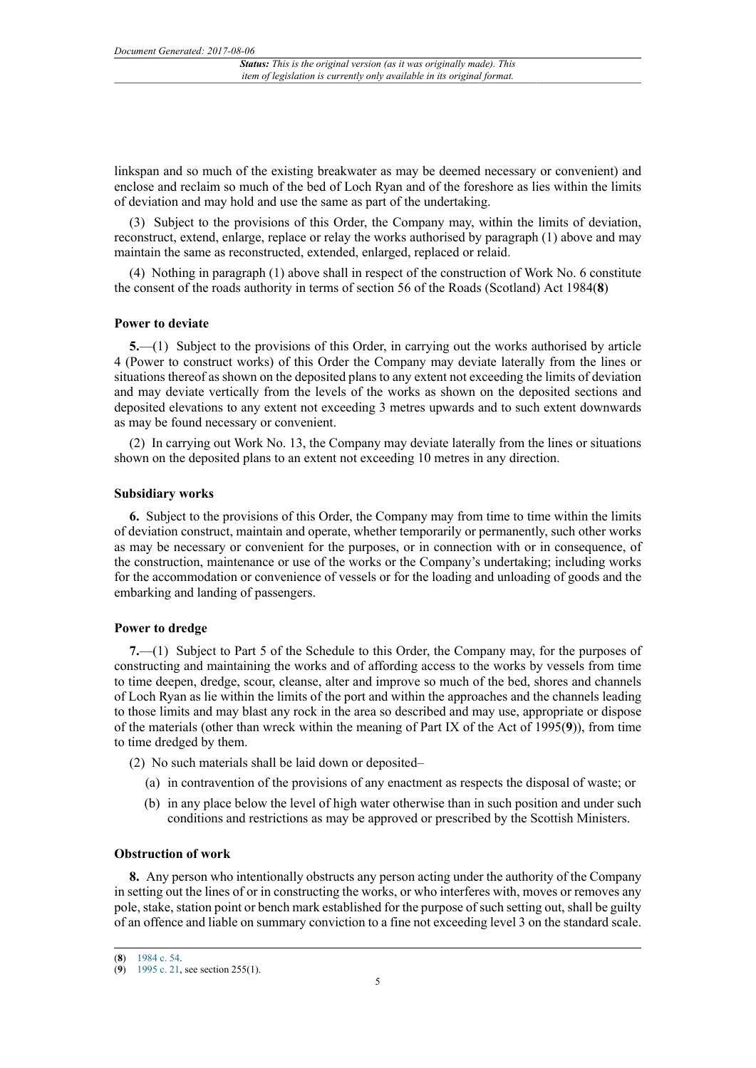linkspan and so much of the existing breakwater as may be deemed necessary or convenient) and enclose and reclaim so much of the bed of Loch Ryan and of the foreshore as lies within the limits of deviation and may hold and use the same as part of the undertaking.

(3) Subject to the provisions of this Order, the Company may, within the limits of deviation, reconstruct, extend, enlarge, replace or relay the works authorised by paragraph (1) above and may maintain the same as reconstructed, extended, enlarged, replaced or relaid.

(4) Nothing in paragraph (1) above shall in respect of the construction of Work No. 6 constitute the consent of the roads authority in terms of section 56 of the Roads (Scotland) Act 1984(**8**)

### Power to deviate

**5.**—(1) Subject to the provisions of this Order, in carrying out the works authorised by article 4 (Power to construct works) of this Order the Company may deviate laterally from the lines or situations thereof as shown on the deposited plans to any extent not exceeding the limits of deviation and may deviate vertically from the levels of the works as shown on the deposited sections and deposited elevations to any extent not exceeding 3 metres upwards and to such extent downwards as may be found necessary or convenient.

(2) In carrying out Work No. 13, the Company may deviate laterally from the lines or situations shown on the deposited plans to an extent not exceeding 10 metres in any direction.

### Subsidiary works

**6.** Subject to the provisions of this Order, the Company may from time to time within the limits of deviation construct, maintain and operate, whether temporarily or permanently, such other works as may be necessary or convenient for the purposes, or in connection with or in consequence, of the construction, maintenance or use of the works or the Company's undertaking; including works for the accommodation or convenience of vessels or for the loading and unloading of goods and the embarking and landing of passengers.

### Power to dredge

**7.**—(1) Subject to Part 5 of the Schedule to this Order, the Company may, for the purposes of constructing and maintaining the works and of affording access to the works by vessels from time to time deepen, dredge, scour, cleanse, alter and improve so much of the bed, shores and channels of Loch Ryan as lie within the limits of the port and within the approaches and the channels leading to those limits and may blast any rock in the area so described and may use, appropriate or dispose of the materials (other than wreck within the meaning of Part IX of the Act of 1995(**9**)), from time to time dredged by them.

(2) No such materials shall be laid down or deposited–

(a) in contravention of the provisions of any enactment as respects the disposal of waste; or

(b) in any place below the level of high water otherwise than in such position and under such conditions and restrictions as may be approved or prescribed by the Scottish Ministers.

### Obstruction of work

**8.** Any person who intentionally obstructs any person acting under the authority of the Company in setting out the lines of or in constructing the works, or who interferes with, moves or removes any pole, stake, station point or bench mark established for the purpose of such setting out, shall be guilty of an offence and liable on summary conviction to a fine not exceeding level 3 on the standard scale.

(**8**) 1984 c. 54.

(**9**) 1995 c. 21, see section 255(1).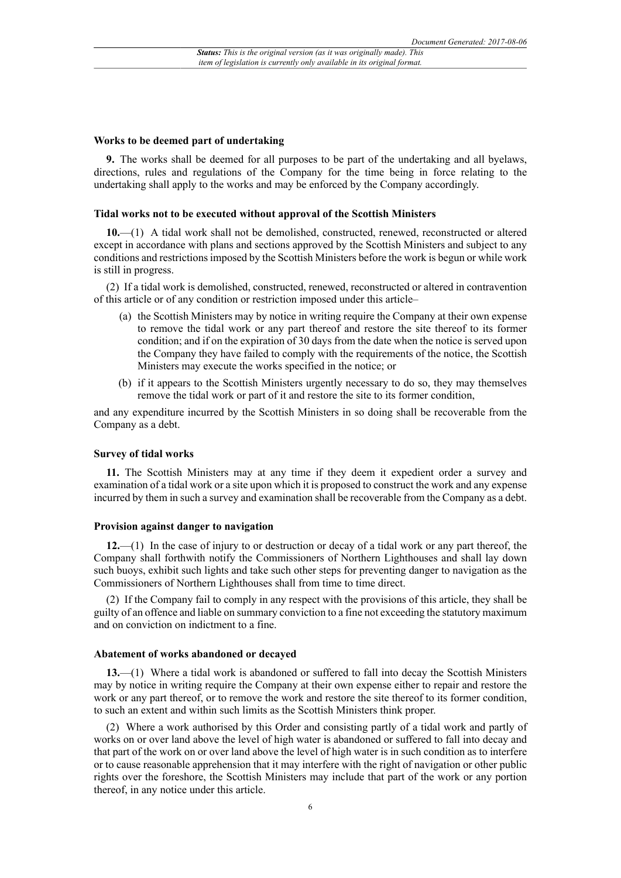#### Works to be deemed part of undertaking

**9.** The works shall be deemed for all purposes to be part of the undertaking and all byelaws, directions, rules and regulations of the Company for the time being in force relating to the undertaking shall apply to the works and may be enforced by the Company accordingly.

#### Tidal works not to be executed without approval of the Scottish Ministers

**10.**—(1) A tidal work shall not be demolished, constructed, renewed, reconstructed or altered except in accordance with plans and sections approved by the Scottish Ministers and subject to any conditions and restrictions imposed by the Scottish Ministers before the work is begun or while work is still in progress.

(2) If a tidal work is demolished, constructed, renewed, reconstructed or altered in contravention of this article or of any condition or restriction imposed under this article–

- (a) the Scottish Ministers may by notice in writing require the Company at their own expense to remove the tidal work or any part thereof and restore the site thereof to its former condition; and if on the expiration of 30 days from the date when the notice is served upon the Company they have failed to comply with the requirements of the notice, the Scottish Ministers may execute the works specified in the notice; or
- (b) if it appears to the Scottish Ministers urgently necessary to do so, they may themselves remove the tidal work or part of it and restore the site to its former condition,

and any expenditure incurred by the Scottish Ministers in so doing shall be recoverable from the Company as a debt.

#### Survey of tidal works

**11.** The Scottish Ministers may at any time if they deem it expedient order a survey and examination of a tidal work or a site upon which it is proposed to construct the work and any expense incurred by them in such a survey and examination shall be recoverable from the Company as a debt.

#### Provision against danger to navigation

**12.**—(1) In the case of injury to or destruction or decay of a tidal work or any part thereof, the Company shall forthwith notify the Commissioners of Northern Lighthouses and shall lay down such buoys, exhibit such lights and take such other steps for preventing danger to navigation as the Commissioners of Northern Lighthouses shall from time to time direct.

(2) If the Company fail to comply in any respect with the provisions of this article, they shall be guilty of an offence and liable on summary conviction to a fine not exceeding the statutory maximum and on conviction on indictment to a fine.

#### Abatement of works abandoned or decayed

**13.**—(1) Where a tidal work is abandoned or suffered to fall into decay the Scottish Ministers may by notice in writing require the Company at their own expense either to repair and restore the work or any part thereof, or to remove the work and restore the site thereof to its former condition, to such an extent and within such limits as the Scottish Ministers think proper.

(2) Where a work authorised by this Order and consisting partly of a tidal work and partly of works on or over land above the level of high water is abandoned or suffered to fall into decay and that part of the work on or over land above the level of high water is in such condition as to interfere or to cause reasonable apprehension that it may interfere with the right of navigation or other public rights over the foreshore, the Scottish Ministers may include that part of the work or any portion thereof, in any notice under this article.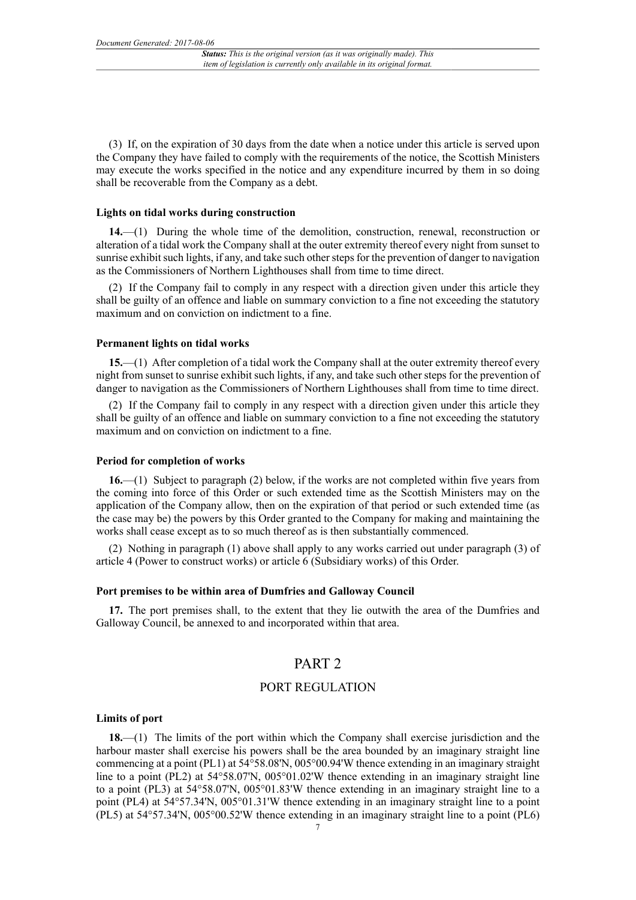(3) If, on the expiration of 30 days from the date when a notice under this article is served upon the Company they have failed to comply with the requirements of the notice, the Scottish Ministers may execute the works specified in the notice and any expenditure incurred by them in so doing shall be recoverable from the Company as a debt.

**Lights on tidal works during construction**

**14.**—(1) During the whole time of the demolition, construction, renewal, reconstruction or alteration of a tidal work the Company shall at the outer extremity thereof every night from sunset to sunrise exhibit such lights, if any, and take such other steps for the prevention of danger to navigation as the Commissioners of Northern Lighthouses shall from time to time direct.

(2) If the Company fail to comply in any respect with a direction given under this article they shall be guilty of an offence and liable on summary conviction to a fine not exceeding the statutory maximum and on conviction on indictment to a fine.

**Permanent lights on tidal works**

**15.**—(1) After completion of a tidal work the Company shall at the outer extremity thereof every night from sunset to sunrise exhibit such lights, if any, and take such other steps for the prevention of danger to navigation as the Commissioners of Northern Lighthouses shall from time to time direct.

(2) If the Company fail to comply in any respect with a direction given under this article they shall be guilty of an offence and liable on summary conviction to a fine not exceeding the statutory maximum and on conviction on indictment to a fine.

**Period for completion of works**

**16.**—(1) Subject to paragraph (2) below, if the works are not completed within five years from the coming into force of this Order or such extended time as the Scottish Ministers may on the application of the Company allow, then on the expiration of that period or such extended time (as the case may be) the powers by this Order granted to the Company for making and maintaining the works shall cease except as to so much thereof as is then substantially commenced.

(2) Nothing in paragraph (1) above shall apply to any works carried out under paragraph (3) of article 4 (Power to construct works) or article 6 (Subsidiary works) of this Order.

**Port premises to be within area of Dumfries and Galloway Council**

**17.** The port premises shall, to the extent that they lie outwith the area of the Dumfries and Galloway Council, be annexed to and incorporated within that area.

# PART 2

## PORT REGULATION

**Limits of port**

**18.**—(1) The limits of the port within which the Company shall exercise jurisdiction and the harbour master shall exercise his powers shall be the area bounded by an imaginary straight line commencing at a point (PL1) at 54°58.08'N, 005°00.94'W thence extending in an imaginary straight line to a point (PL2) at 54°58.07'N, 005°01.02'W thence extending in an imaginary straight line to a point (PL3) at 54°58.07'N, 005°01.83'W thence extending in an imaginary straight line to a point (PL4) at 54°57.34'N, 005°01.31'W thence extending in an imaginary straight line to a point (PL5) at 54°57.34'N, 005°00.52'W thence extending in an imaginary straight line to a point (PL6)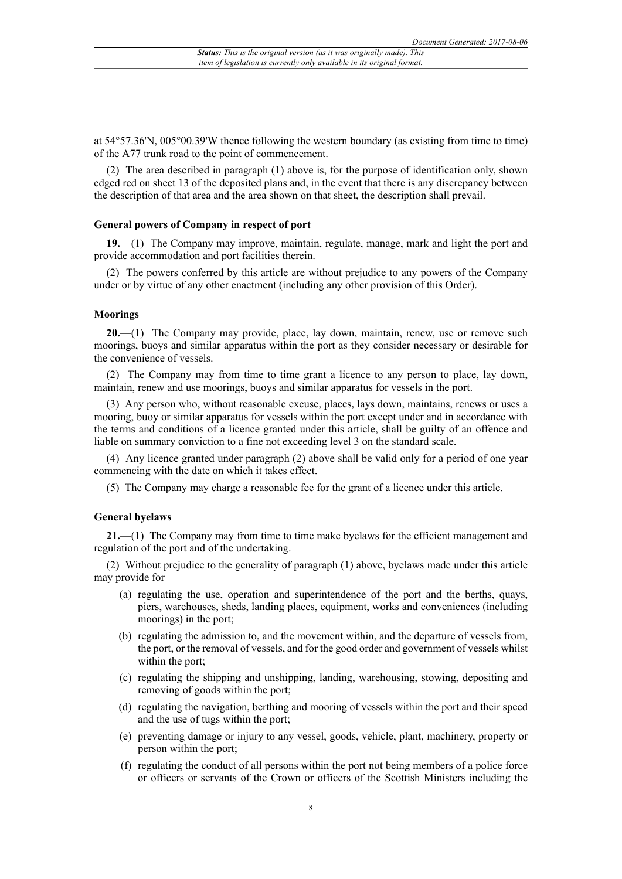at 54°57.36'N, 005°00.39'W thence following the western boundary (as existing from time to time) of the A77 trunk road to the point of commencement.

(2) The area described in paragraph (1) above is, for the purpose of identification only, shown edged red on sheet 13 of the deposited plans and, in the event that there is any discrepancy between the description of that area and the area shown on that sheet, the description shall prevail.

### General powers of Company in respect of port

**19.**—(1) The Company may improve, maintain, regulate, manage, mark and light the port and provide accommodation and port facilities therein.

(2) The powers conferred by this article are without prejudice to any powers of the Company under or by virtue of any other enactment (including any other provision of this Order).

### Moorings

**20.**—(1) The Company may provide, place, lay down, maintain, renew, use or remove such moorings, buoys and similar apparatus within the port as they consider necessary or desirable for the convenience of vessels.

(2) The Company may from time to time grant a licence to any person to place, lay down, maintain, renew and use moorings, buoys and similar apparatus for vessels in the port.

(3) Any person who, without reasonable excuse, places, lays down, maintains, renews or uses a mooring, buoy or similar apparatus for vessels within the port except under and in accordance with the terms and conditions of a licence granted under this article, shall be guilty of an offence and liable on summary conviction to a fine not exceeding level 3 on the standard scale.

(4) Any licence granted under paragraph (2) above shall be valid only for a period of one year commencing with the date on which it takes effect.

(5) The Company may charge a reasonable fee for the grant of a licence under this article.

### General byelaws

**21.**—(1) The Company may from time to time make byelaws for the efficient management and regulation of the port and of the undertaking.

(2) Without prejudice to the generality of paragraph (1) above, byelaws made under this article may provide for–

(a) regulating the use, operation and superintendence of the port and the berths, quays, piers, warehouses, sheds, landing places, equipment, works and conveniences (including moorings) in the port;

(b) regulating the admission to, and the movement within, and the departure of vessels from, the port, or the removal of vessels, and for the good order and government of vessels whilst within the port;

(c) regulating the shipping and unshipping, landing, warehousing, stowing, depositing and removing of goods within the port;

(d) regulating the navigation, berthing and mooring of vessels within the port and their speed and the use of tugs within the port;

(e) preventing damage or injury to any vessel, goods, vehicle, plant, machinery, property or person within the port;

(f) regulating the conduct of all persons within the port not being members of a police force or officers or servants of the Crown or officers of the Scottish Ministers including the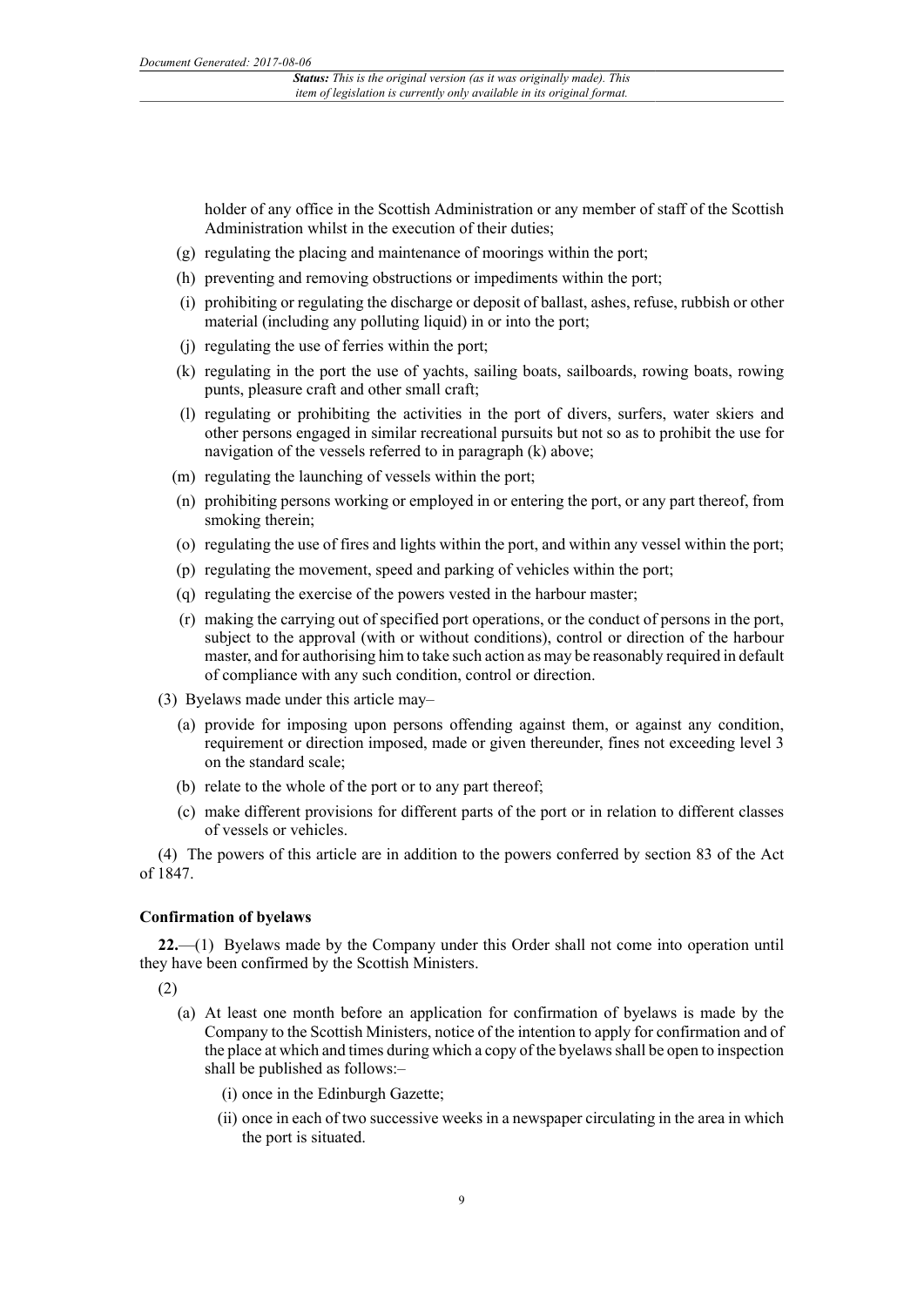holder of any office in the Scottish Administration or any member of staff of the Scottish Administration whilst in the execution of their duties;

(g) regulating the placing and maintenance of moorings within the port;

(h) preventing and removing obstructions or impediments within the port;

(i) prohibiting or regulating the discharge or deposit of ballast, ashes, refuse, rubbish or other material (including any polluting liquid) in or into the port;

(j) regulating the use of ferries within the port;

(k) regulating in the port the use of yachts, sailing boats, sailboards, rowing boats, rowing punts, pleasure craft and other small craft;

(l) regulating or prohibiting the activities in the port of divers, surfers, water skiers and other persons engaged in similar recreational pursuits but not so as to prohibit the use for navigation of the vessels referred to in paragraph (k) above;

(m) regulating the launching of vessels within the port;

(n) prohibiting persons working or employed in or entering the port, or any part thereof, from smoking therein;

(o) regulating the use of fires and lights within the port, and within any vessel within the port;

(p) regulating the movement, speed and parking of vehicles within the port;

(q) regulating the exercise of the powers vested in the harbour master;

(r) making the carrying out of specified port operations, or the conduct of persons in the port, subject to the approval (with or without conditions), control or direction of the harbour master, and for authorising him to take such action as may be reasonably required in default of compliance with any such condition, control or direction.

(3) Byelaws made under this article may–

(a) provide for imposing upon persons offending against them, or against any condition, requirement or direction imposed, made or given thereunder, fines not exceeding level 3 on the standard scale;

(b) relate to the whole of the port or to any part thereof;

(c) make different provisions for different parts of the port or in relation to different classes of vessels or vehicles.

(4) The powers of this article are in addition to the powers conferred by section 83 of the Act of 1847.

**Confirmation of byelaws**

**22.**—(1) Byelaws made by the Company under this Order shall not come into operation until they have been confirmed by the Scottish Ministers.

(2)

(a) At least one month before an application for confirmation of byelaws is made by the Company to the Scottish Ministers, notice of the intention to apply for confirmation and of the place at which and times during which a copy of the byelaws shall be open to inspection shall be published as follows:–

(i) once in the Edinburgh Gazette;

(ii) once in each of two successive weeks in a newspaper circulating in the area in which the port is situated.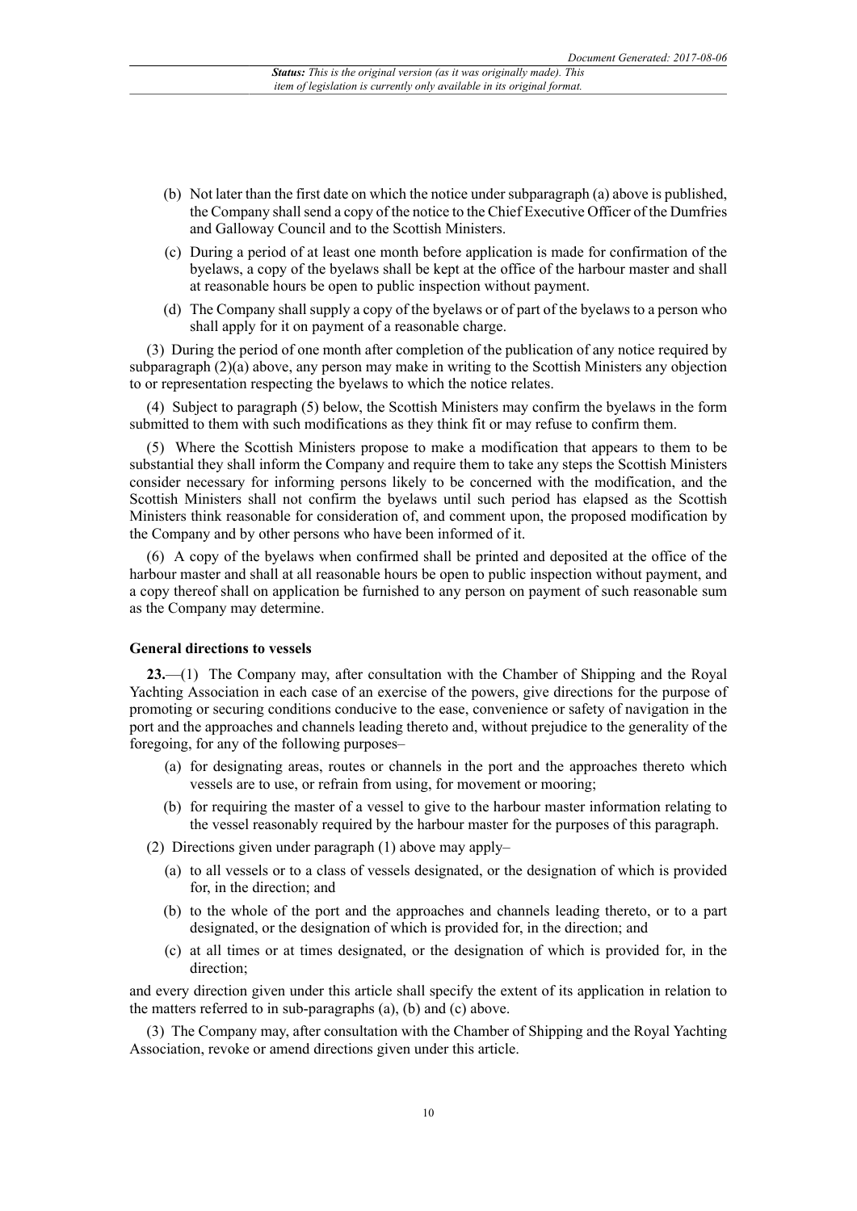(b) Not later than the first date on which the notice under subparagraph (a) above is published, the Company shall send a copy of the notice to the Chief Executive Officer of the Dumfries and Galloway Council and to the Scottish Ministers.

(c) During a period of at least one month before application is made for confirmation of the byelaws, a copy of the byelaws shall be kept at the office of the harbour master and shall at reasonable hours be open to public inspection without payment.

(d) The Company shall supply a copy of the byelaws or of part of the byelaws to a person who shall apply for it on payment of a reasonable charge.

(3) During the period of one month after completion of the publication of any notice required by subparagraph (2)(a) above, any person may make in writing to the Scottish Ministers any objection to or representation respecting the byelaws to which the notice relates.

(4) Subject to paragraph (5) below, the Scottish Ministers may confirm the byelaws in the form submitted to them with such modifications as they think fit or may refuse to confirm them.

(5) Where the Scottish Ministers propose to make a modification that appears to them to be substantial they shall inform the Company and require them to take any steps the Scottish Ministers consider necessary for informing persons likely to be concerned with the modification, and the Scottish Ministers shall not confirm the byelaws until such period has elapsed as the Scottish Ministers think reasonable for consideration of, and comment upon, the proposed modification by the Company and by other persons who have been informed of it.

(6) A copy of the byelaws when confirmed shall be printed and deposited at the office of the harbour master and shall at all reasonable hours be open to public inspection without payment, and a copy thereof shall on application be furnished to any person on payment of such reasonable sum as the Company may determine.

**General directions to vessels**

**23.**—(1) The Company may, after consultation with the Chamber of Shipping and the Royal Yachting Association in each case of an exercise of the powers, give directions for the purpose of promoting or securing conditions conducive to the ease, convenience or safety of navigation in the port and the approaches and channels leading thereto and, without prejudice to the generality of the foregoing, for any of the following purposes–

(a) for designating areas, routes or channels in the port and the approaches thereto which vessels are to use, or refrain from using, for movement or mooring;

(b) for requiring the master of a vessel to give to the harbour master information relating to the vessel reasonably required by the harbour master for the purposes of this paragraph.

(2) Directions given under paragraph (1) above may apply–

(a) to all vessels or to a class of vessels designated, or the designation of which is provided for, in the direction; and

(b) to the whole of the port and the approaches and channels leading thereto, or to a part designated, or the designation of which is provided for, in the direction; and

(c) at all times or at times designated, or the designation of which is provided for, in the direction;

and every direction given under this article shall specify the extent of its application in relation to the matters referred to in sub-paragraphs (a), (b) and (c) above.

(3) The Company may, after consultation with the Chamber of Shipping and the Royal Yachting Association, revoke or amend directions given under this article.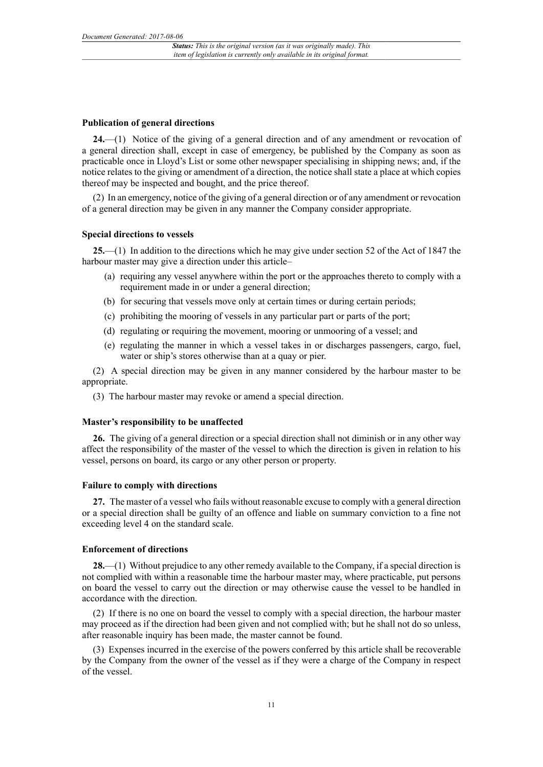### Publication of general directions

**24.**—(1) Notice of the giving of a general direction and of any amendment or revocation of a general direction shall, except in case of emergency, be published by the Company as soon as practicable once in Lloyd's List or some other newspaper specialising in shipping news; and, if the notice relates to the giving or amendment of a direction, the notice shall state a place at which copies thereof may be inspected and bought, and the price thereof.

(2) In an emergency, notice of the giving of a general direction or of any amendment or revocation of a general direction may be given in any manner the Company consider appropriate.

### Special directions to vessels

**25.**—(1) In addition to the directions which he may give under section 52 of the Act of 1847 the harbour master may give a direction under this article–

(a) requiring any vessel anywhere within the port or the approaches thereto to comply with a requirement made in or under a general direction;

(b) for securing that vessels move only at certain times or during certain periods;

(c) prohibiting the mooring of vessels in any particular part or parts of the port;

(d) regulating or requiring the movement, mooring or unmooring of a vessel; and

(e) regulating the manner in which a vessel takes in or discharges passengers, cargo, fuel, water or ship's stores otherwise than at a quay or pier.

(2) A special direction may be given in any manner considered by the harbour master to be appropriate.

(3) The harbour master may revoke or amend a special direction.

### Master's responsibility to be unaffected

**26.** The giving of a general direction or a special direction shall not diminish or in any other way affect the responsibility of the master of the vessel to which the direction is given in relation to his vessel, persons on board, its cargo or any other person or property.

### Failure to comply with directions

**27.** The master of a vessel who fails without reasonable excuse to comply with a general direction or a special direction shall be guilty of an offence and liable on summary conviction to a fine not exceeding level 4 on the standard scale.

### Enforcement of directions

**28.**—(1) Without prejudice to any other remedy available to the Company, if a special direction is not complied with within a reasonable time the harbour master may, where practicable, put persons on board the vessel to carry out the direction or may otherwise cause the vessel to be handled in accordance with the direction.

(2) If there is no one on board the vessel to comply with a special direction, the harbour master may proceed as if the direction had been given and not complied with; but he shall not do so unless, after reasonable inquiry has been made, the master cannot be found.

(3) Expenses incurred in the exercise of the powers conferred by this article shall be recoverable by the Company from the owner of the vessel as if they were a charge of the Company in respect of the vessel.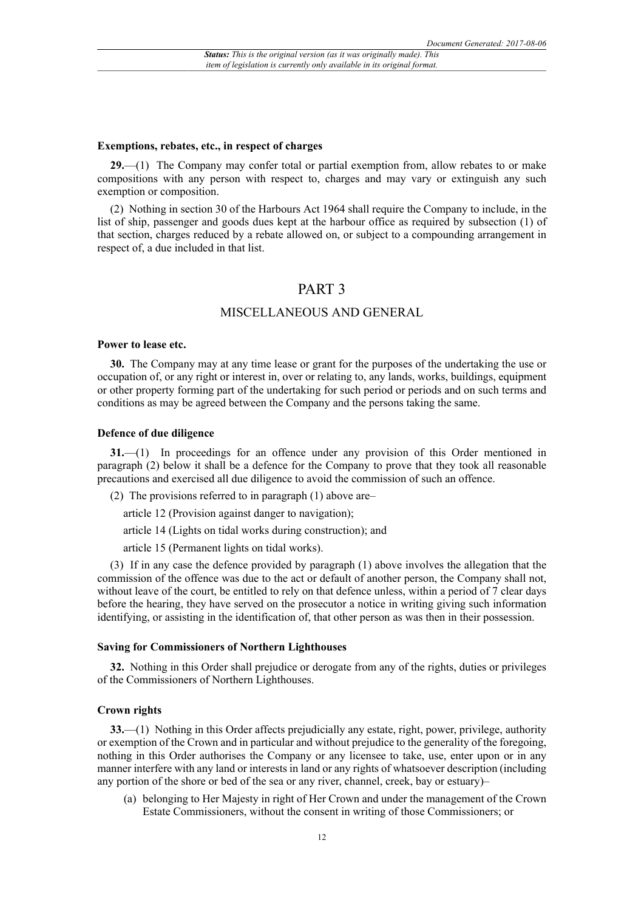**Exemptions, rebates, etc., in respect of charges**

**29.**—(1) The Company may confer total or partial exemption from, allow rebates to or make compositions with any person with respect to, charges and may vary or extinguish any such exemption or composition.

(2) Nothing in section 30 of the Harbours Act 1964 shall require the Company to include, in the list of ship, passenger and goods dues kept at the harbour office as required by subsection (1) of that section, charges reduced by a rebate allowed on, or subject to a compounding arrangement in respect of, a due included in that list.

# PART 3

## MISCELLANEOUS AND GENERAL

**Power to lease etc.**

**30.** The Company may at any time lease or grant for the purposes of the undertaking the use or occupation of, or any right or interest in, over or relating to, any lands, works, buildings, equipment or other property forming part of the undertaking for such period or periods and on such terms and conditions as may be agreed between the Company and the persons taking the same.

**Defence of due diligence**

**31.**—(1) In proceedings for an offence under any provision of this Order mentioned in paragraph (2) below it shall be a defence for the Company to prove that they took all reasonable precautions and exercised all due diligence to avoid the commission of such an offence.

(2) The provisions referred to in paragraph (1) above are–

article 12 (Provision against danger to navigation);

article 14 (Lights on tidal works during construction); and

article 15 (Permanent lights on tidal works).

(3) If in any case the defence provided by paragraph (1) above involves the allegation that the commission of the offence was due to the act or default of another person, the Company shall not, without leave of the court, be entitled to rely on that defence unless, within a period of 7 clear days before the hearing, they have served on the prosecutor a notice in writing giving such information identifying, or assisting in the identification of, that other person as was then in their possession.

**Saving for Commissioners of Northern Lighthouses**

**32.** Nothing in this Order shall prejudice or derogate from any of the rights, duties or privileges of the Commissioners of Northern Lighthouses.

**Crown rights**

**33.**—(1) Nothing in this Order affects prejudicially any estate, right, power, privilege, authority or exemption of the Crown and in particular and without prejudice to the generality of the foregoing, nothing in this Order authorises the Company or any licensee to take, use, enter upon or in any manner interfere with any land or interests in land or any rights of whatsoever description (including any portion of the shore or bed of the sea or any river, channel, creek, bay or estuary)–

(a) belonging to Her Majesty in right of Her Crown and under the management of the Crown Estate Commissioners, without the consent in writing of those Commissioners; or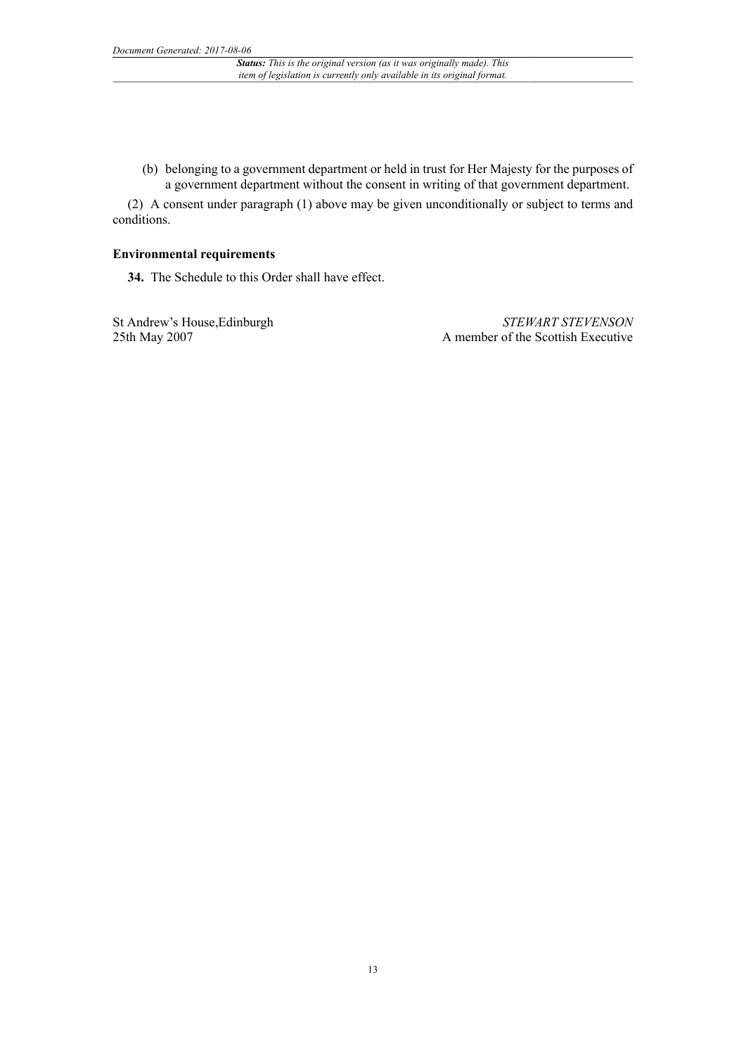(b) belonging to a government department or held in trust for Her Majesty for the purposes of a government department without the consent in writing of that government department.

(2) A consent under paragraph (1) above may be given unconditionally or subject to terms and conditions.

**Environmental requirements**

**34.** The Schedule to this Order shall have effect.

St Andrew's House,Edinburgh
25th May 2007

*STEWART STEVENSON*
A member of the Scottish Executive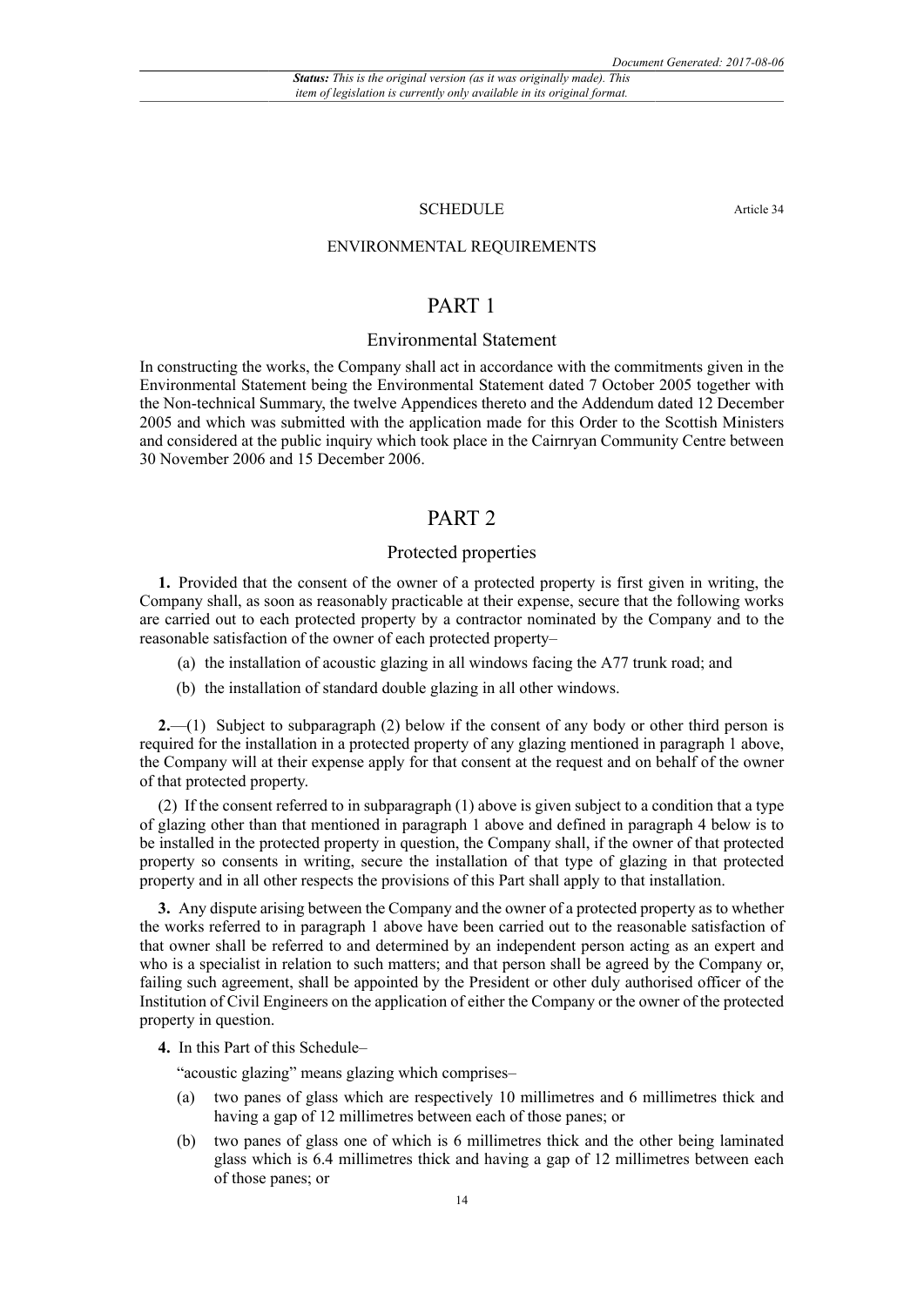SCHEDULE

Article 34

ENVIRONMENTAL REQUIREMENTS

# PART 1

## Environmental Statement

In constructing the works, the Company shall act in accordance with the commitments given in the Environmental Statement being the Environmental Statement dated 7 October 2005 together with the Non-technical Summary, the twelve Appendices thereto and the Addendum dated 12 December 2005 and which was submitted with the application made for this Order to the Scottish Ministers and considered at the public inquiry which took place in the Cairnryan Community Centre between 30 November 2006 and 15 December 2006.

# PART 2

## Protected properties

**1.** Provided that the consent of the owner of a protected property is first given in writing, the Company shall, as soon as reasonably practicable at their expense, secure that the following works are carried out to each protected property by a contractor nominated by the Company and to the reasonable satisfaction of the owner of each protected property–

(a) the installation of acoustic glazing in all windows facing the A77 trunk road; and

(b) the installation of standard double glazing in all other windows.

**2.**—(1) Subject to subparagraph (2) below if the consent of any body or other third person is required for the installation in a protected property of any glazing mentioned in paragraph 1 above, the Company will at their expense apply for that consent at the request and on behalf of the owner of that protected property.

(2) If the consent referred to in subparagraph (1) above is given subject to a condition that a type of glazing other than that mentioned in paragraph 1 above and defined in paragraph 4 below is to be installed in the protected property in question, the Company shall, if the owner of that protected property so consents in writing, secure the installation of that type of glazing in that protected property and in all other respects the provisions of this Part shall apply to that installation.

**3.** Any dispute arising between the Company and the owner of a protected property as to whether the works referred to in paragraph 1 above have been carried out to the reasonable satisfaction of that owner shall be referred to and determined by an independent person acting as an expert and who is a specialist in relation to such matters; and that person shall be agreed by the Company or, failing such agreement, shall be appointed by the President or other duly authorised officer of the Institution of Civil Engineers on the application of either the Company or the owner of the protected property in question.

**4.** In this Part of this Schedule–

"acoustic glazing" means glazing which comprises–

(a) two panes of glass which are respectively 10 millimetres and 6 millimetres thick and having a gap of 12 millimetres between each of those panes; or

(b) two panes of glass one of which is 6 millimetres thick and the other being laminated glass which is 6.4 millimetres thick and having a gap of 12 millimetres between each of those panes; or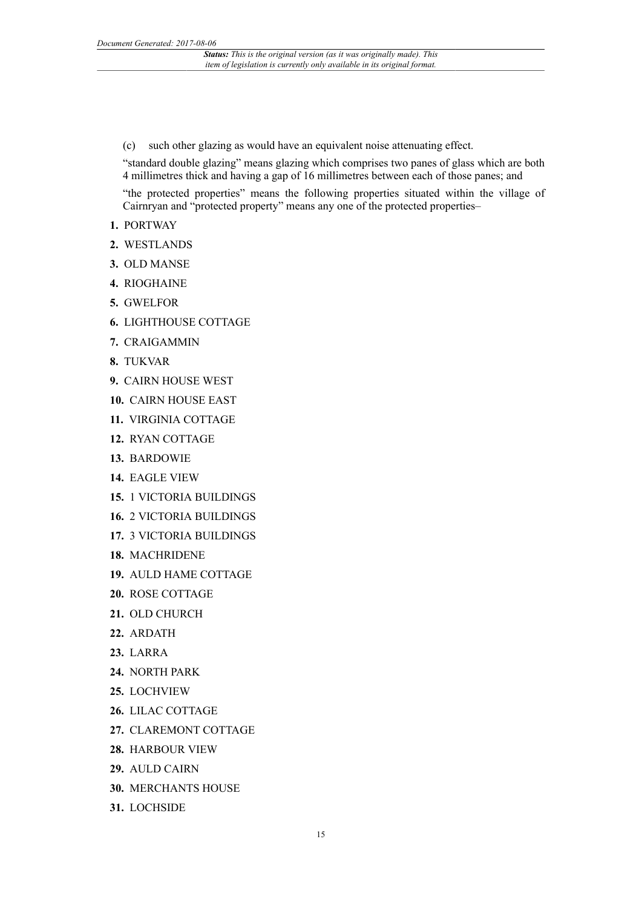(c) such other glazing as would have an equivalent noise attenuating effect.

"standard double glazing" means glazing which comprises two panes of glass which are both 4 millimetres thick and having a gap of 16 millimetres between each of those panes; and

"the protected properties" means the following properties situated within the village of Cairnryan and "protected property" means any one of the protected properties–

**1.** PORTWAY

**2.** WESTLANDS

**3.** OLD MANSE

**4.** RIOGHAINE

**5.** GWELFOR

**6.** LIGHTHOUSE COTTAGE

**7.** CRAIGAMMIN

**8.** TUKVAR

**9.** CAIRN HOUSE WEST

**10.** CAIRN HOUSE EAST

**11.** VIRGINIA COTTAGE

**12.** RYAN COTTAGE

**13.** BARDOWIE

**14.** EAGLE VIEW

**15.** 1 VICTORIA BUILDINGS

**16.** 2 VICTORIA BUILDINGS

**17.** 3 VICTORIA BUILDINGS

**18.** MACHRIDENE

**19.** AULD HAME COTTAGE

**20.** ROSE COTTAGE

**21.** OLD CHURCH

**22.** ARDATH

**23.** LARRA

**24.** NORTH PARK

**25.** LOCHVIEW

**26.** LILAC COTTAGE

**27.** CLAREMONT COTTAGE

**28.** HARBOUR VIEW

**29.** AULD CAIRN

**30.** MERCHANTS HOUSE

**31.** LOCHSIDE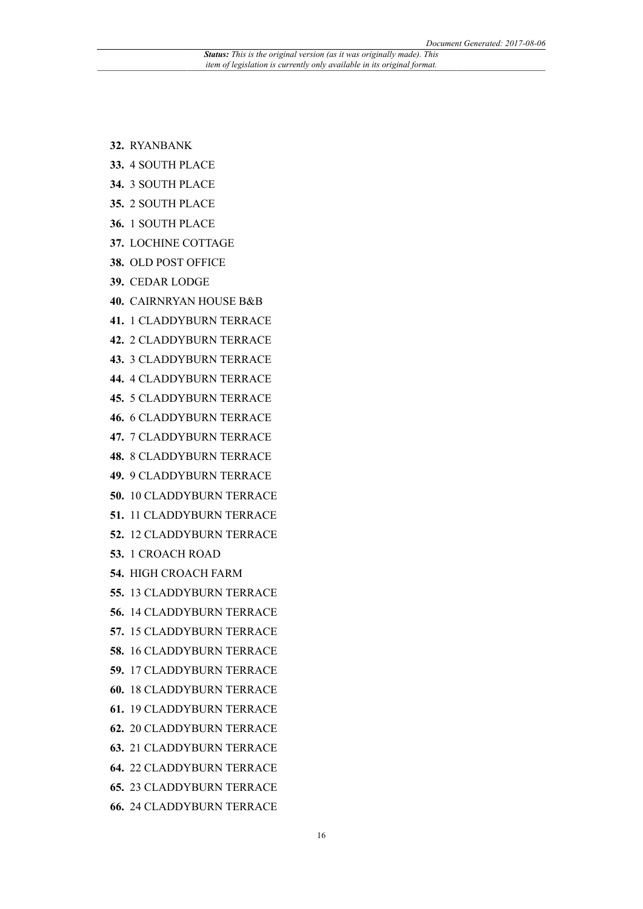**32.** RYANBANK

**33.** 4 SOUTH PLACE

**34.** 3 SOUTH PLACE

**35.** 2 SOUTH PLACE

**36.** 1 SOUTH PLACE

**37.** LOCHINE COTTAGE

**38.** OLD POST OFFICE

**39.** CEDAR LODGE

**40.** CAIRNRYAN HOUSE B&B

**41.** 1 CLADDYBURN TERRACE

**42.** 2 CLADDYBURN TERRACE

**43.** 3 CLADDYBURN TERRACE

**44.** 4 CLADDYBURN TERRACE

**45.** 5 CLADDYBURN TERRACE

**46.** 6 CLADDYBURN TERRACE

**47.** 7 CLADDYBURN TERRACE

**48.** 8 CLADDYBURN TERRACE

**49.** 9 CLADDYBURN TERRACE

**50.** 10 CLADDYBURN TERRACE

**51.** 11 CLADDYBURN TERRACE

**52.** 12 CLADDYBURN TERRACE

**53.** 1 CROACH ROAD

**54.** HIGH CROACH FARM

**55.** 13 CLADDYBURN TERRACE

**56.** 14 CLADDYBURN TERRACE

**57.** 15 CLADDYBURN TERRACE

**58.** 16 CLADDYBURN TERRACE

**59.** 17 CLADDYBURN TERRACE

**60.** 18 CLADDYBURN TERRACE

**61.** 19 CLADDYBURN TERRACE

**62.** 20 CLADDYBURN TERRACE

**63.** 21 CLADDYBURN TERRACE

**64.** 22 CLADDYBURN TERRACE

**65.** 23 CLADDYBURN TERRACE

**66.** 24 CLADDYBURN TERRACE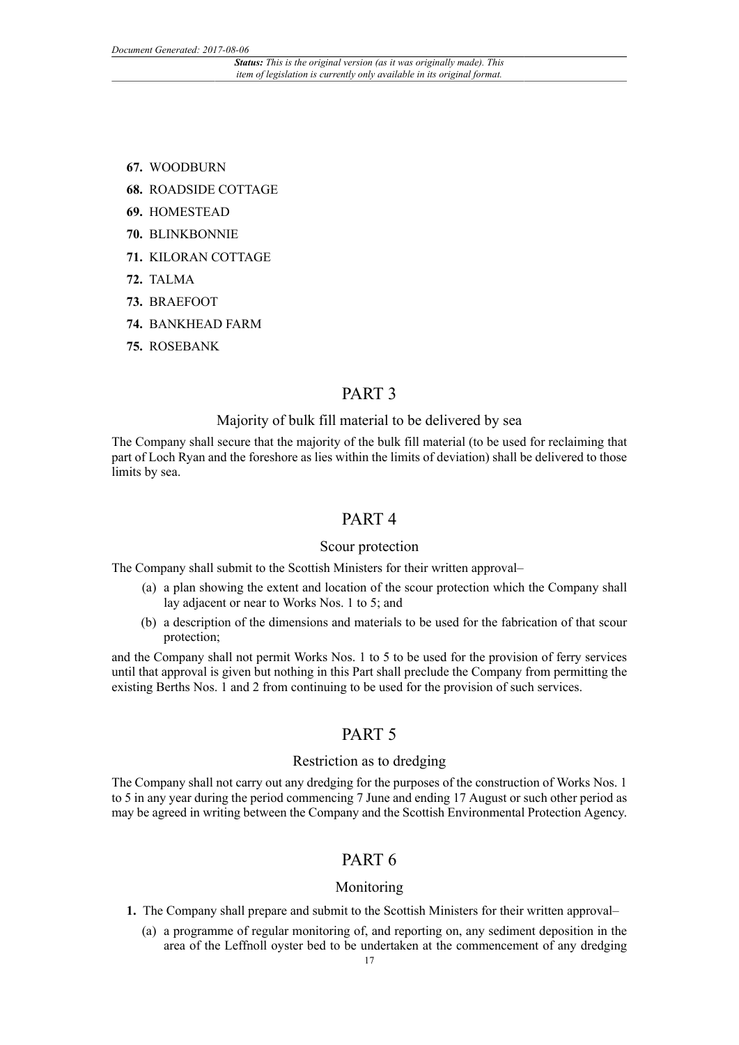**67.** WOODBURN

**68.** ROADSIDE COTTAGE

**69.** HOMESTEAD

**70.** BLINKBONNIE

**71.** KILORAN COTTAGE

**72.** TALMA

**73.** BRAEFOOT

**74.** BANKHEAD FARM

**75.** ROSEBANK

## PART 3

### Majority of bulk fill material to be delivered by sea

The Company shall secure that the majority of the bulk fill material (to be used for reclaiming that part of Loch Ryan and the foreshore as lies within the limits of deviation) shall be delivered to those limits by sea.

## PART 4

### Scour protection

The Company shall submit to the Scottish Ministers for their written approval–

(a) a plan showing the extent and location of the scour protection which the Company shall lay adjacent or near to Works Nos. 1 to 5; and

(b) a description of the dimensions and materials to be used for the fabrication of that scour protection;

and the Company shall not permit Works Nos. 1 to 5 to be used for the provision of ferry services until that approval is given but nothing in this Part shall preclude the Company from permitting the existing Berths Nos. 1 and 2 from continuing to be used for the provision of such services.

## PART 5

### Restriction as to dredging

The Company shall not carry out any dredging for the purposes of the construction of Works Nos. 1 to 5 in any year during the period commencing 7 June and ending 17 August or such other period as may be agreed in writing between the Company and the Scottish Environmental Protection Agency.

## PART 6

### Monitoring

**1.** The Company shall prepare and submit to the Scottish Ministers for their written approval–

(a) a programme of regular monitoring of, and reporting on, any sediment deposition in the area of the Leffnoll oyster bed to be undertaken at the commencement of any dredging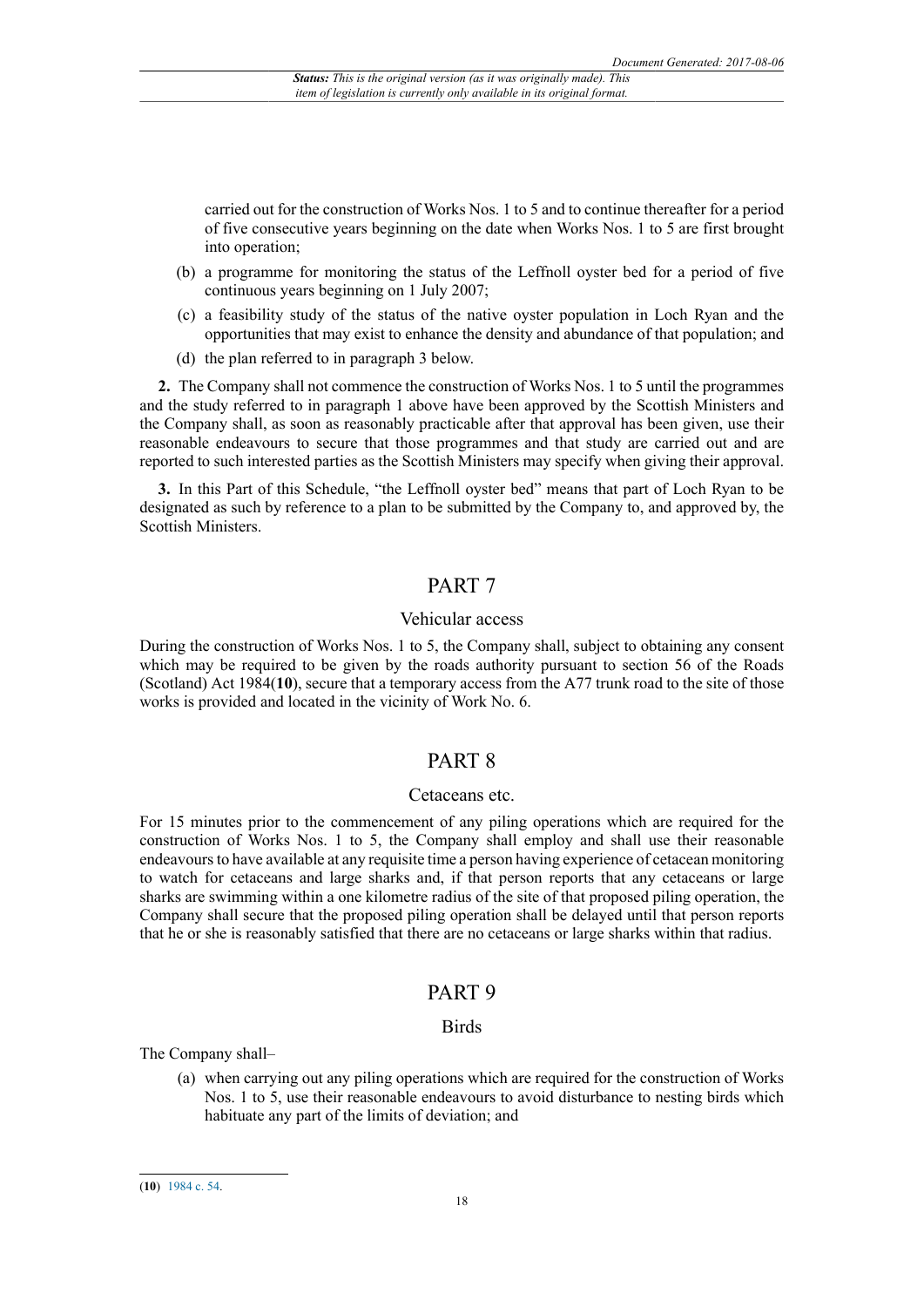carried out for the construction of Works Nos. 1 to 5 and to continue thereafter for a period of five consecutive years beginning on the date when Works Nos. 1 to 5 are first brought into operation;

(b) a programme for monitoring the status of the Leffnoll oyster bed for a period of five continuous years beginning on 1 July 2007;

(c) a feasibility study of the status of the native oyster population in Loch Ryan and the opportunities that may exist to enhance the density and abundance of that population; and

(d) the plan referred to in paragraph 3 below.

**2.** The Company shall not commence the construction of Works Nos. 1 to 5 until the programmes and the study referred to in paragraph 1 above have been approved by the Scottish Ministers and the Company shall, as soon as reasonably practicable after that approval has been given, use their reasonable endeavours to secure that those programmes and that study are carried out and are reported to such interested parties as the Scottish Ministers may specify when giving their approval.

**3.** In this Part of this Schedule, "the Leffnoll oyster bed" means that part of Loch Ryan to be designated as such by reference to a plan to be submitted by the Company to, and approved by, the Scottish Ministers.

## PART 7

### Vehicular access

During the construction of Works Nos. 1 to 5, the Company shall, subject to obtaining any consent which may be required to be given by the roads authority pursuant to section 56 of the Roads (Scotland) Act 1984(**10**), secure that a temporary access from the A77 trunk road to the site of those works is provided and located in the vicinity of Work No. 6.

## PART 8

### Cetaceans etc.

For 15 minutes prior to the commencement of any piling operations which are required for the construction of Works Nos. 1 to 5, the Company shall employ and shall use their reasonable endeavours to have available at any requisite time a person having experience of cetacean monitoring to watch for cetaceans and large sharks and, if that person reports that any cetaceans or large sharks are swimming within a one kilometre radius of the site of that proposed piling operation, the Company shall secure that the proposed piling operation shall be delayed until that person reports that he or she is reasonably satisfied that there are no cetaceans or large sharks within that radius.

## PART 9

### Birds

The Company shall–

(a) when carrying out any piling operations which are required for the construction of Works Nos. 1 to 5, use their reasonable endeavours to avoid disturbance to nesting birds which habituate any part of the limits of deviation; and

---

(**10**) 1984 c. 54.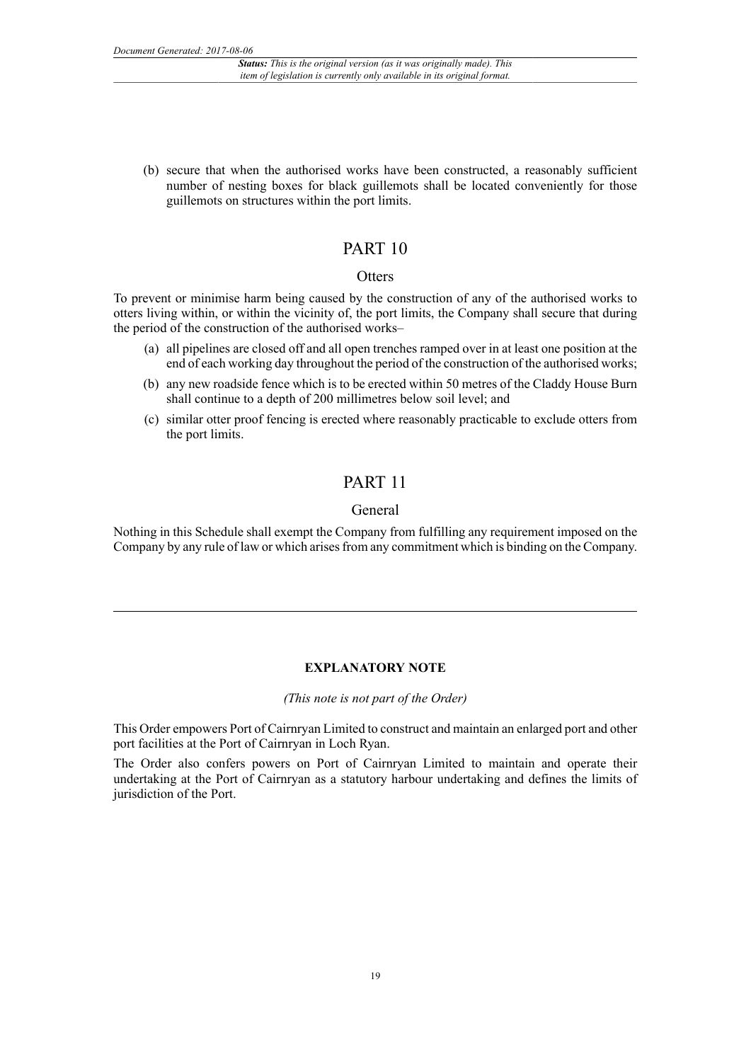(b) secure that when the authorised works have been constructed, a reasonably sufficient number of nesting boxes for black guillemots shall be located conveniently for those guillemots on structures within the port limits.

## PART 10

### Otters

To prevent or minimise harm being caused by the construction of any of the authorised works to otters living within, or within the vicinity of, the port limits, the Company shall secure that during the period of the construction of the authorised works–

(a) all pipelines are closed off and all open trenches ramped over in at least one position at the end of each working day throughout the period of the construction of the authorised works;

(b) any new roadside fence which is to be erected within 50 metres of the Claddy House Burn shall continue to a depth of 200 millimetres below soil level; and

(c) similar otter proof fencing is erected where reasonably practicable to exclude otters from the port limits.

## PART 11

### General

Nothing in this Schedule shall exempt the Company from fulfilling any requirement imposed on the Company by any rule of law or which arises from any commitment which is binding on the Company.

---

#### EXPLANATORY NOTE

*(This note is not part of the Order)*

This Order empowers Port of Cairnryan Limited to construct and maintain an enlarged port and other port facilities at the Port of Cairnryan in Loch Ryan.

The Order also confers powers on Port of Cairnryan Limited to maintain and operate their undertaking at the Port of Cairnryan as a statutory harbour undertaking and defines the limits of jurisdiction of the Port.